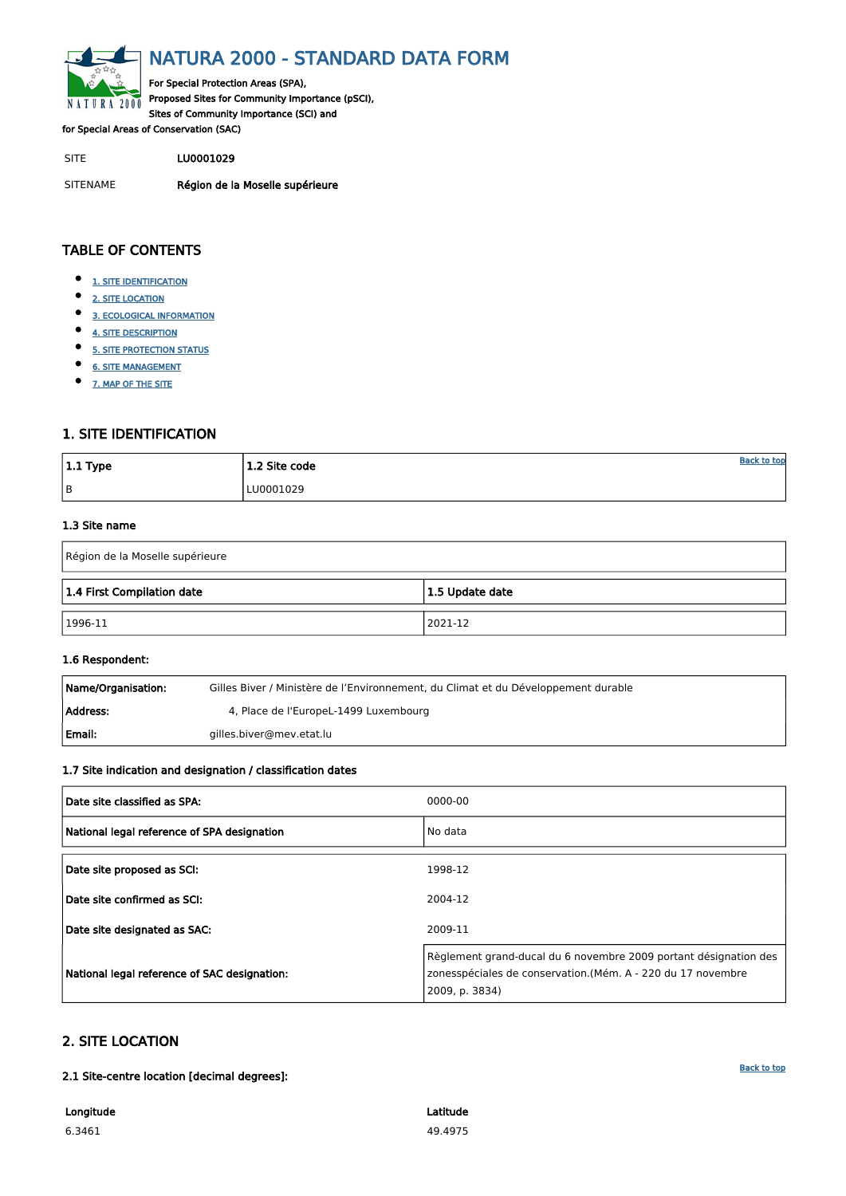# NATURA 2000 - STANDARD DATA FORM

For Special Protection Areas (SPA),
Proposed Sites for Community Importance (pSCI),
Sites of Community Importance (SCI) and
for Special Areas of Conservation (SAC)

| SITE | LU0001029 |
|---|---|
| SITENAME | **Région de la Moselle supérieure** |

## TABLE OF CONTENTS

- 1. SITE IDENTIFICATION
- 2. SITE LOCATION
- 3. ECOLOGICAL INFORMATION
- 4. SITE DESCRIPTION
- 5. SITE PROTECTION STATUS
- 6. SITE MANAGEMENT
- 7. MAP OF THE SITE

## 1. SITE IDENTIFICATION

| 1.1 Type | 1.2 Site code |
|---|---|
| B | LU0001029 |

### 1.3 Site name

| Région de la Moselle supérieure |
|---|

| 1.4 First Compilation date | 1.5 Update date |
|---|---|
| 1996-11 | 2021-12 |

### 1.6 Respondent:

| | |
|---|---|
| **Name/Organisation:** | Gilles Biver / Ministère de l'Environnement, du Climat et du Développement durable |
| **Address:** | 4, Place de l'EuropeL-1499 Luxembourg |
| **Email:** | gilles.biver@mev.etat.lu |

### 1.7 Site indication and designation / classification dates

| | |
|---|---|
| **Date site classified as SPA:** | 0000-00 |
| **National legal reference of SPA designation** | No data |

| | |
|---|---|
| **Date site proposed as SCI:** | 1998-12 |
| **Date site confirmed as SCI:** | 2004-12 |
| **Date site designated as SAC:** | 2009-11 |
| **National legal reference of SAC designation:** | Règlement grand-ducal du 6 novembre 2009 portant désignation des zonesspéciales de conservation.(Mém. A - 220 du 17 novembre 2009, p. 3834) |

## 2. SITE LOCATION

### 2.1 Site-centre location [decimal degrees]:

| Longitude | Latitude |
|---|---|
| 6.3461 | 49.4975 |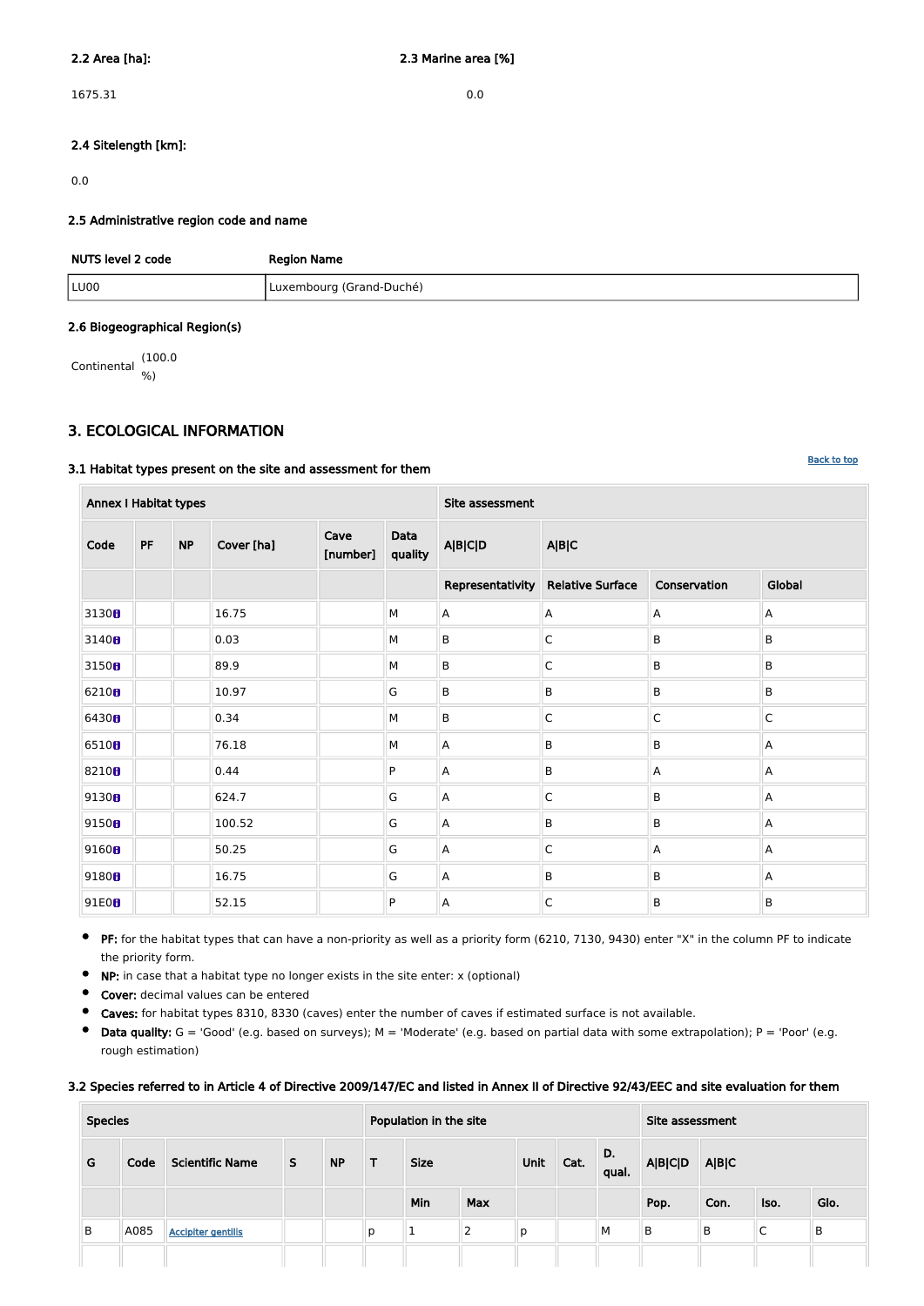**2.2 Area [ha]:**

1675.31

**2.3 Marine area [%]**

0.0

**2.4 Sitelength [km]:**

0.0

**2.5 Administrative region code and name**

| NUTS level 2 code | Region Name |
|---|---|
| LU00 | Luxembourg (Grand-Duché) |

**2.6 Biogeographical Region(s)**

Continental (100.0 %)

## 3. ECOLOGICAL INFORMATION

Back to top

**3.1 Habitat types present on the site and assessment for them**

| Annex I Habitat types | | | | | | Site assessment | | | |
|---|---|---|---|---|---|---|---|---|---|
| Code | PF | NP | Cover [ha] | Cave [number] | Data quality | A\|B\|C\|D | A\|B\|C | | |
| | | | | | | Representativity | Relative Surface | Conservation | Global |
| 3130 | | | 16.75 | | M | A | A | A | A |
| 3140 | | | 0.03 | | M | B | C | B | B |
| 3150 | | | 89.9 | | M | B | C | B | B |
| 6210 | | | 10.97 | | G | B | B | B | B |
| 6430 | | | 0.34 | | M | B | C | C | C |
| 6510 | | | 76.18 | | M | A | B | B | A |
| 8210 | | | 0.44 | | P | A | B | A | A |
| 9130 | | | 624.7 | | G | A | C | B | A |
| 9150 | | | 100.52 | | G | A | B | B | A |
| 9160 | | | 50.25 | | G | A | C | A | A |
| 9180 | | | 16.75 | | G | A | B | B | A |
| 91E0 | | | 52.15 | | P | A | C | B | B |

- **PF:** for the habitat types that can have a non-priority as well as a priority form (6210, 7130, 9430) enter "X" in the column PF to indicate the priority form.
- **NP:** in case that a habitat type no longer exists in the site enter: x (optional)
- **Cover:** decimal values can be entered
- **Caves:** for habitat types 8310, 8330 (caves) enter the number of caves if estimated surface is not available.
- **Data quality:** G = 'Good' (e.g. based on surveys); M = 'Moderate' (e.g. based on partial data with some extrapolation); P = 'Poor' (e.g. rough estimation)

**3.2 Species referred to in Article 4 of Directive 2009/147/EC and listed in Annex II of Directive 92/43/EEC and site evaluation for them**

| Species | | | | | Population in the site | | | | | | Site assessment | | | |
|---|---|---|---|---|---|---|---|---|---|---|---|---|---|---|
| G | Code | Scientific Name | S | NP | T | Size | | Unit | Cat. | D. qual. | A\|B\|C\|D | A\|B\|C | | |
| | | | | | | Min | Max | | | | Pop. | Con. | Iso. | Glo. |
| B | A085 | Accipiter gentilis | | | p | 1 | 2 | p | | M | B | B | C | B |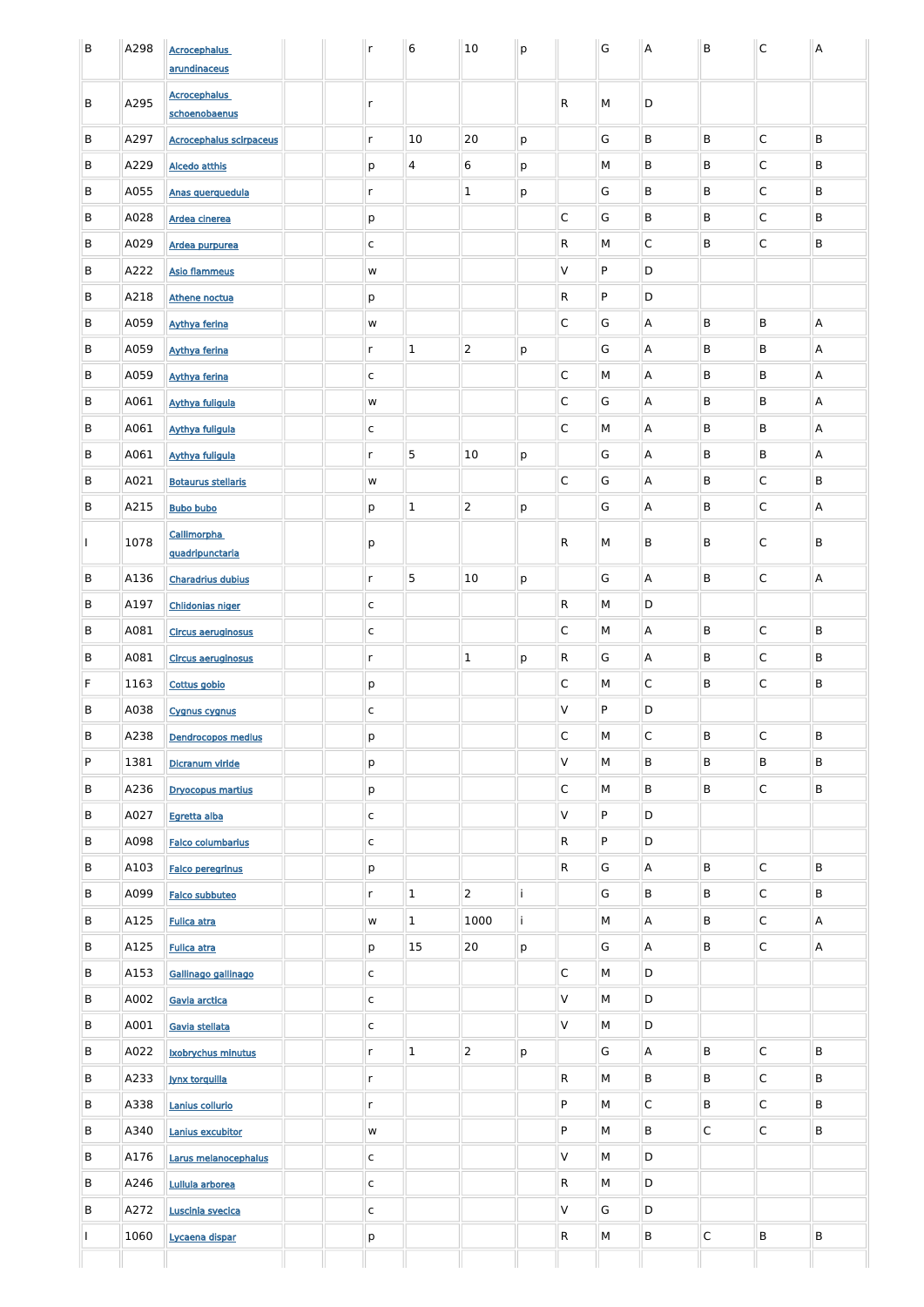| B | A298 | Acrocephalus arundinaceus | | | r | 6 | 10 | p | | G | A | B | C | A |
|---|---|---|---|---|---|---|---|---|---|---|---|---|---|---|
| B | A295 | Acrocephalus schoenobaenus | | | r | | | | R | M | D | | | |
| B | A297 | Acrocephalus scirpaceus | | | r | 10 | 20 | p | | G | B | B | C | B |
| B | A229 | Alcedo atthis | | | p | 4 | 6 | p | | M | B | B | C | B |
| B | A055 | Anas querquedula | | | r | | 1 | p | | G | B | B | C | B |
| B | A028 | Ardea cinerea | | | p | | | | C | G | B | B | C | B |
| B | A029 | Ardea purpurea | | | c | | | | R | M | C | B | C | B |
| B | A222 | Asio flammeus | | | w | | | | V | P | D | | | |
| B | A218 | Athene noctua | | | p | | | | R | P | D | | | |
| B | A059 | Aythya ferina | | | w | | | | C | G | A | B | B | A |
| B | A059 | Aythya ferina | | | r | 1 | 2 | p | | G | A | B | B | A |
| B | A059 | Aythya ferina | | | c | | | | C | M | A | B | B | A |
| B | A061 | Aythya fuligula | | | w | | | | C | G | A | B | B | A |
| B | A061 | Aythya fuligula | | | c | | | | C | M | A | B | B | A |
| B | A061 | Aythya fuligula | | | r | 5 | 10 | p | | G | A | B | B | A |
| B | A021 | Botaurus stellaris | | | w | | | | C | G | A | B | C | B |
| B | A215 | Bubo bubo | | | p | 1 | 2 | p | | G | A | B | C | A |
| I | 1078 | Callimorpha quadripunctaria | | | p | | | | R | M | B | B | C | B |
| B | A136 | Charadrius dubius | | | r | 5 | 10 | p | | G | A | B | C | A |
| B | A197 | Chlidonias niger | | | c | | | | R | M | D | | | |
| B | A081 | Circus aeruginosus | | | c | | | | C | M | A | B | C | B |
| B | A081 | Circus aeruginosus | | | r | | 1 | p | R | G | A | B | C | B |
| F | 1163 | Cottus gobio | | | p | | | | C | M | C | B | C | B |
| B | A038 | Cygnus cygnus | | | c | | | | V | P | D | | | |
| B | A238 | Dendrocopos medius | | | p | | | | C | M | C | B | C | B |
| P | 1381 | Dicranum viride | | | p | | | | V | M | B | B | B | B |
| B | A236 | Dryocopus martius | | | p | | | | C | M | B | B | C | B |
| B | A027 | Egretta alba | | | c | | | | V | P | D | | | |
| B | A098 | Falco columbarius | | | c | | | | R | P | D | | | |
| B | A103 | Falco peregrinus | | | p | | | | R | G | A | B | C | B |
| B | A099 | Falco subbuteo | | | r | 1 | 2 | i | | G | B | B | C | B |
| B | A125 | Fulica atra | | | w | 1 | 1000 | i | | M | A | B | C | A |
| B | A125 | Fulica atra | | | p | 15 | 20 | p | | G | A | B | C | A |
| B | A153 | Gallinago gallinago | | | c | | | | C | M | D | | | |
| B | A002 | Gavia arctica | | | c | | | | V | M | D | | | |
| B | A001 | Gavia stellata | | | c | | | | V | M | D | | | |
| B | A022 | Ixobrychus minutus | | | r | 1 | 2 | p | | G | A | B | C | B |
| B | A233 | Jynx torquilla | | | r | | | | R | M | B | B | C | B |
| B | A338 | Lanius collurio | | | r | | | | P | M | C | B | C | B |
| B | A340 | Lanius excubitor | | | w | | | | P | M | B | C | C | B |
| B | A176 | Larus melanocephalus | | | c | | | | V | M | D | | | |
| B | A246 | Lullula arborea | | | c | | | | R | M | D | | | |
| B | A272 | Luscinia svecica | | | c | | | | V | G | D | | | |
| I | 1060 | Lycaena dispar | | | p | | | | R | M | B | C | B | B |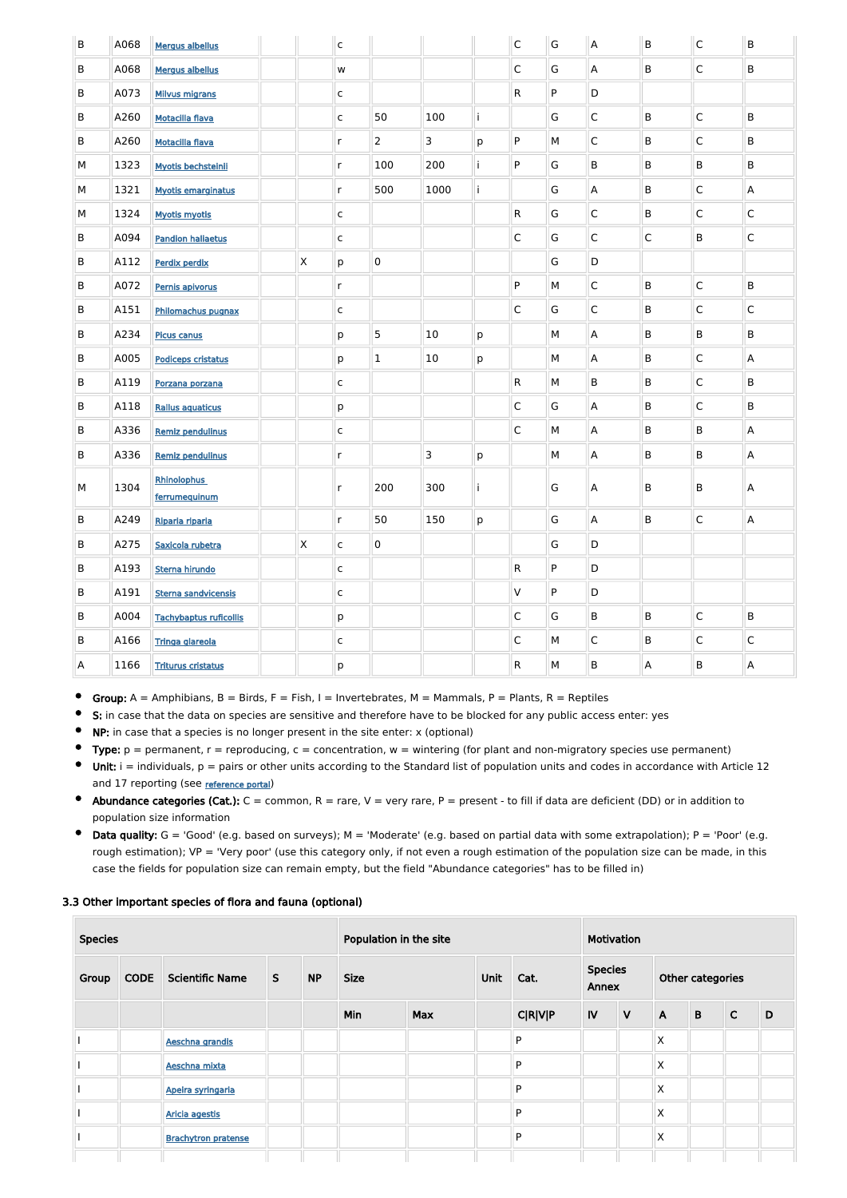| B | A068 | Mergus albellus | | | c | | | | C | G | A | B | C | B |
|---|---|---|---|---|---|---|---|---|---|---|---|---|---|---|
| B | A068 | Mergus albellus | | | w | | | | C | G | A | B | C | B |
| B | A073 | Milvus migrans | | | c | | | | R | P | D | | | |
| B | A260 | Motacilla flava | | | c | 50 | 100 | i | | G | C | B | C | B |
| B | A260 | Motacilla flava | | | r | 2 | 3 | p | P | M | C | B | C | B |
| M | 1323 | Myotis bechsteinii | | | r | 100 | 200 | i | P | G | B | B | B | B |
| M | 1321 | Myotis emarginatus | | | r | 500 | 1000 | i | | G | A | B | C | A |
| M | 1324 | Myotis myotis | | | c | | | | R | G | C | B | C | C |
| B | A094 | Pandion haliaetus | | | c | | | | C | G | C | C | B | C |
| B | A112 | Perdix perdix | | X | p | 0 | | | | G | D | | | |
| B | A072 | Pernis apivorus | | | r | | | | P | M | C | B | C | B |
| B | A151 | Philomachus pugnax | | | c | | | | C | G | C | B | C | C |
| B | A234 | Picus canus | | | p | 5 | 10 | p | | M | A | B | B | B |
| B | A005 | Podiceps cristatus | | | p | 1 | 10 | p | | M | A | B | C | A |
| B | A119 | Porzana porzana | | | c | | | | R | M | B | B | C | B |
| B | A118 | Rallus aquaticus | | | p | | | | C | G | A | B | C | B |
| B | A336 | Remiz pendulinus | | | c | | | | C | M | A | B | B | A |
| B | A336 | Remiz pendulinus | | | r | | 3 | p | | M | A | B | B | A |
| M | 1304 | Rhinolophus ferrumequinum | | | r | 200 | 300 | i | | G | A | B | B | A |
| B | A249 | Riparia riparia | | | r | 50 | 150 | p | | G | A | B | C | A |
| B | A275 | Saxicola rubetra | | X | c | 0 | | | | G | D | | | |
| B | A193 | Sterna hirundo | | | c | | | | R | P | D | | | |
| B | A191 | Sterna sandvicensis | | | c | | | | V | P | D | | | |
| B | A004 | Tachybaptus ruficollis | | | p | | | | C | G | B | B | C | B |
| B | A166 | Tringa glareola | | | c | | | | C | M | C | B | C | C |
| A | 1166 | Triturus cristatus | | | p | | | | R | M | B | A | B | A |

- **Group:** A = Amphibians, B = Birds, F = Fish, I = Invertebrates, M = Mammals, P = Plants, R = Reptiles
- **S:** in case that the data on species are sensitive and therefore have to be blocked for any public access enter: yes
- **NP:** in case that a species is no longer present in the site enter: x (optional)
- **Type:** p = permanent, r = reproducing, c = concentration, w = wintering (for plant and non-migratory species use permanent)
- **Unit:** i = individuals, p = pairs or other units according to the Standard list of population units and codes in accordance with Article 12 and 17 reporting (see reference portal)
- **Abundance categories (Cat.):** C = common, R = rare, V = very rare, P = present - to fill if data are deficient (DD) or in addition to population size information
- **Data quality:** G = 'Good' (e.g. based on surveys); M = 'Moderate' (e.g. based on partial data with some extrapolation); P = 'Poor' (e.g. rough estimation); VP = 'Very poor' (use this category only, if not even a rough estimation of the population size can be made, in this case the fields for population size can remain empty, but the field "Abundance categories" has to be filled in)

### 3.3 Other important species of flora and fauna (optional)

| Species | | | | | Population in the site | | | | Motivation | | | | | |
|---|---|---|---|---|---|---|---|---|---|---|---|---|---|---|
| Group | CODE | Scientific Name | S | NP | Size | | Unit | Cat. | Species Annex | | Other categories | | | |
| | | | | | Min | Max | | C\|R\|V\|P | IV | V | A | B | C | D |
| I | | Aeschna grandis | | | | | | P | | | X | | | |
| I | | Aeschna mixta | | | | | | P | | | X | | | |
| I | | Apeira syringaria | | | | | | P | | | X | | | |
| I | | Aricia agestis | | | | | | P | | | X | | | |
| I | | Brachytron pratense | | | | | | P | | | X | | | |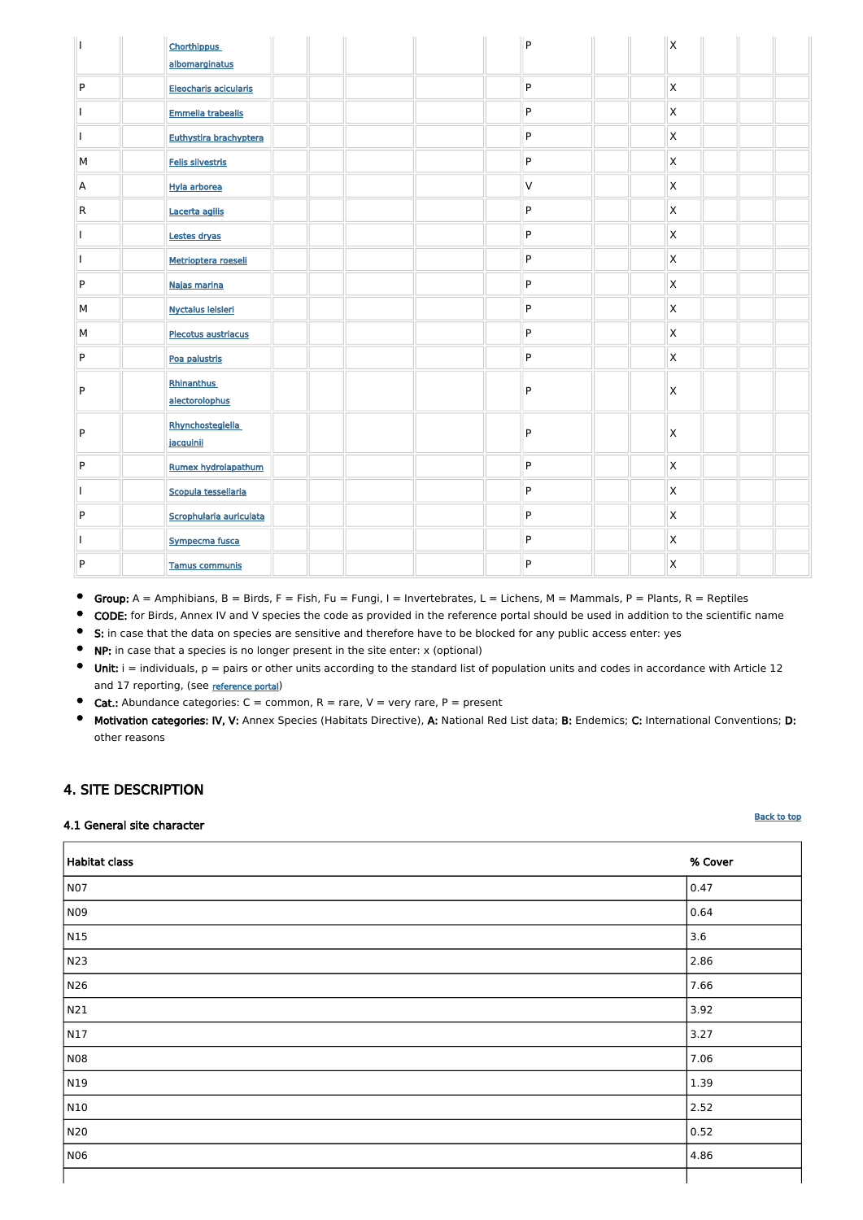| Group | CODE | Scientific Name | S | NP | Size Min | Size Max | Unit | Cat. | IV | V | A | B | C | D |
|---|---|---|---|---|---|---|---|---|---|---|---|---|---|---|
| I | | Chorthippus albomarginatus | | | | | | P | | | X | | | |
| P | | Eleocharis acicularis | | | | | | P | | | X | | | |
| I | | Emmelia trabealis | | | | | | P | | | X | | | |
| I | | Euthystira brachyptera | | | | | | P | | | X | | | |
| M | | Felis silvestris | | | | | | P | | | X | | | |
| A | | Hyla arborea | | | | | | V | | | X | | | |
| R | | Lacerta agilis | | | | | | P | | | X | | | |
| I | | Lestes dryas | | | | | | P | | | X | | | |
| I | | Metrioptera roeseli | | | | | | P | | | X | | | |
| P | | Najas marina | | | | | | P | | | X | | | |
| M | | Nyctalus leisleri | | | | | | P | | | X | | | |
| M | | Plecotus austriacus | | | | | | P | | | X | | | |
| P | | Poa palustris | | | | | | P | | | X | | | |
| P | | Rhinanthus alectorolophus | | | | | | P | | | X | | | |
| P | | Rhynchostegiella jacquinii | | | | | | P | | | X | | | |
| P | | Rumex hydrolapathum | | | | | | P | | | X | | | |
| I | | Scopula tessellaria | | | | | | P | | | X | | | |
| P | | Scrophularia auriculata | | | | | | P | | | X | | | |
| I | | Sympecma fusca | | | | | | P | | | X | | | |
| P | | Tamus communis | | | | | | P | | | X | | | |

- **Group:** A = Amphibians, B = Birds, F = Fish, Fu = Fungi, I = Invertebrates, L = Lichens, M = Mammals, P = Plants, R = Reptiles
- **CODE:** for Birds, Annex IV and V species the code as provided in the reference portal should be used in addition to the scientific name
- **S:** in case that the data on species are sensitive and therefore have to be blocked for any public access enter: yes
- **NP:** in case that a species is no longer present in the site enter: x (optional)
- **Unit:** i = individuals, p = pairs or other units according to the standard list of population units and codes in accordance with Article 12 and 17 reporting, (see reference portal)
- **Cat.:** Abundance categories: C = common, R = rare, V = very rare, P = present
- **Motivation categories: IV, V:** Annex Species (Habitats Directive), **A:** National Red List data; **B:** Endemics; **C:** International Conventions; **D:** other reasons

## 4. SITE DESCRIPTION

### 4.1 General site character

Back to top

| Habitat class | % Cover |
|---|---|
| N07 | 0.47 |
| N09 | 0.64 |
| N15 | 3.6 |
| N23 | 2.86 |
| N26 | 7.66 |
| N21 | 3.92 |
| N17 | 3.27 |
| N08 | 7.06 |
| N19 | 1.39 |
| N10 | 2.52 |
| N20 | 0.52 |
| N06 | 4.86 |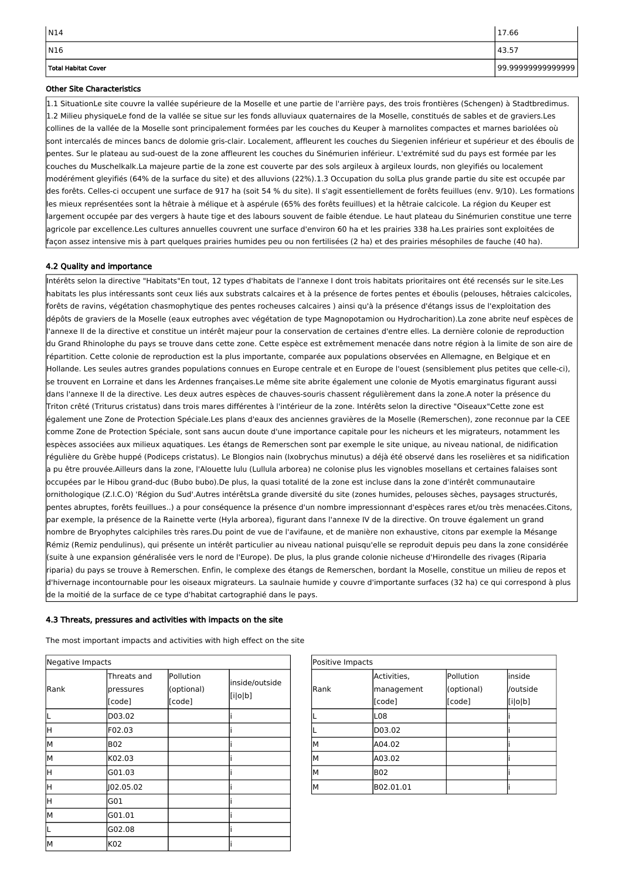| N14 | 17.66 |
| --- | --- |
| N16 | 43.57 |
| **Total Habitat Cover** | 99.99999999999999 |

**Other Site Characteristics**

1.1 SituationLe site couvre la vallée supérieure de la Moselle et une partie de l'arrière pays, des trois frontières (Schengen) à Stadtbredimus. 1.2 Milieu physiqueLe fond de la vallée se situe sur les fonds alluviaux quaternaires de la Moselle, constitués de sables et de graviers.Les collines de la vallée de la Moselle sont principalement formées par les couches du Keuper à marnolites compactes et marnes bariolées où sont intercalés de minces bancs de dolomie gris-clair. Localement, affleurent les couches du Siegenien inférieur et supérieur et des éboulis de pentes. Sur le plateau au sud-ouest de la zone affleurent les couches du Sinémurien inférieur. L'extrémité sud du pays est formée par les couches du Muschelkalk.La majeure partie de la zone est couverte par des sols argileux à argileux lourds, non gleyifiés ou localement modérément gleyifiés (64% de la surface du site) et des alluvions (22%).1.3 Occupation du solLa plus grande partie du site est occupée par des forêts. Celles-ci occupent une surface de 917 ha (soit 54 % du site). Il s'agit essentiellement de forêts feuillues (env. 9/10). Les formations les mieux représentées sont la hêtraie à mélique et à aspérule (65% des forêts feuillues) et la hêtraie calcicole. La région du Keuper est largement occupée par des vergers à haute tige et des labours souvent de faible étendue. Le haut plateau du Sinémurien constitue une terre agricole par excellence.Les cultures annuelles couvrent une surface d'environ 60 ha et les prairies 338 ha.Les prairies sont exploitées de façon assez intensive mis à part quelques prairies humides peu ou non fertilisées (2 ha) et des prairies mésophiles de fauche (40 ha).

### 4.2 Quality and importance

Intérêts selon la directive "Habitats"En tout, 12 types d'habitats de l'annexe I dont trois habitats prioritaires ont été recensés sur le site.Les habitats les plus intéressants sont ceux liés aux substrats calcaires et à la présence de fortes pentes et éboulis (pelouses, hêtraies calcicoles, forêts de ravins, végétation chasmophytique des pentes rocheuses calcaires ) ainsi qu'à la présence d'étangs issus de l'exploitation des dépôts de graviers de la Moselle (eaux eutrophes avec végétation de type Magnopotamion ou Hydrocharition).La zone abrite neuf espèces de l'annexe II de la directive et constitue un intérêt majeur pour la conservation de certaines d'entre elles. La dernière colonie de reproduction du Grand Rhinolophe du pays se trouve dans cette zone. Cette espèce est extrêmement menacée dans notre région à la limite de son aire de répartition. Cette colonie de reproduction est la plus importante, comparée aux populations observées en Allemagne, en Belgique et en Hollande. Les seules autres grandes populations connues en Europe centrale et en Europe de l'ouest (sensiblement plus petites que celle-ci), se trouvent en Lorraine et dans les Ardennes françaises.Le même site abrite également une colonie de Myotis emarginatus figurant aussi dans l'annexe II de la directive. Les deux autres espèces de chauves-souris chassent régulièrement dans la zone.A noter la présence du Triton crêté (Triturus cristatus) dans trois mares différentes à l'intérieur de la zone. Intérêts selon la directive "Oiseaux"Cette zone est également une Zone de Protection Spéciale.Les plans d'eaux des anciennes gravières de la Moselle (Remerschen), zone reconnue par la CEE comme Zone de Protection Spéciale, sont sans aucun doute d'une importance capitale pour les nicheurs et les migrateurs, notamment les espèces associées aux milieux aquatiques. Les étangs de Remerschen sont par exemple le site unique, au niveau national, de nidification régulière du Grèbe huppé (Podiceps cristatus). Le Blongios nain (Ixobrychus minutus) a déjà été observé dans les roselières et sa nidification a pu être prouvée.Ailleurs dans la zone, l'Alouette lulu (Lullula arborea) ne colonise plus les vignobles mosellans et certaines falaises sont occupées par le Hibou grand-duc (Bubo bubo).De plus, la quasi totalité de la zone est incluse dans la zone d'intérêt communautaire ornithologique (Z.I.C.O) 'Région du Sud'.Autres intérêtsLa grande diversité du site (zones humides, pelouses sèches, paysages structurés, pentes abruptes, forêts feuillues..) a pour conséquence la présence d'un nombre impressionnant d'espèces rares et/ou très menacées.Citons, par exemple, la présence de la Rainette verte (Hyla arborea), figurant dans l'annexe IV de la directive. On trouve également un grand nombre de Bryophytes calciphiles très rares.Du point de vue de l'avifaune, et de manière non exhaustive, citons par exemple la Mésange Rémiz (Remiz pendulinus), qui présente un intérêt particulier au niveau national puisqu'elle se reproduit depuis peu dans la zone considérée (suite à une expansion généralisée vers le nord de l'Europe). De plus, la plus grande colonie nicheuse d'Hirondelle des rivages (Riparia riparia) du pays se trouve à Remerschen. Enfin, le complexe des étangs de Remerschen, bordant la Moselle, constitue un milieu de repos et d'hivernage incontournable pour les oiseaux migrateurs. La saulnaie humide y couvre d'importante surfaces (32 ha) ce qui correspond à plus de la moitié de la surface de ce type d'habitat cartographié dans le pays.

### 4.3 Threats, pressures and activities with impacts on the site

The most important impacts and activities with high effect on the site

| Negative Impacts | | | |
| --- | --- | --- | --- |
| Rank | Threats and pressures [code] | Pollution (optional) [code] | inside/outside [i\|o\|b] |
| L | D03.02 | | i |
| H | F02.03 | | i |
| M | B02 | | i |
| M | K02.03 | | i |
| H | G01.03 | | i |
| H | J02.05.02 | | i |
| H | G01 | | i |
| M | G01.01 | | i |
| L | G02.08 | | i |
| M | K02 | | i |

| Positive Impacts | | | |
| --- | --- | --- | --- |
| Rank | Activities, management [code] | Pollution (optional) [code] | inside /outside [i\|o\|b] |
| L | L08 | | i |
| L | D03.02 | | i |
| M | A04.02 | | i |
| M | A03.02 | | i |
| M | B02 | | i |
| M | B02.01.01 | | i |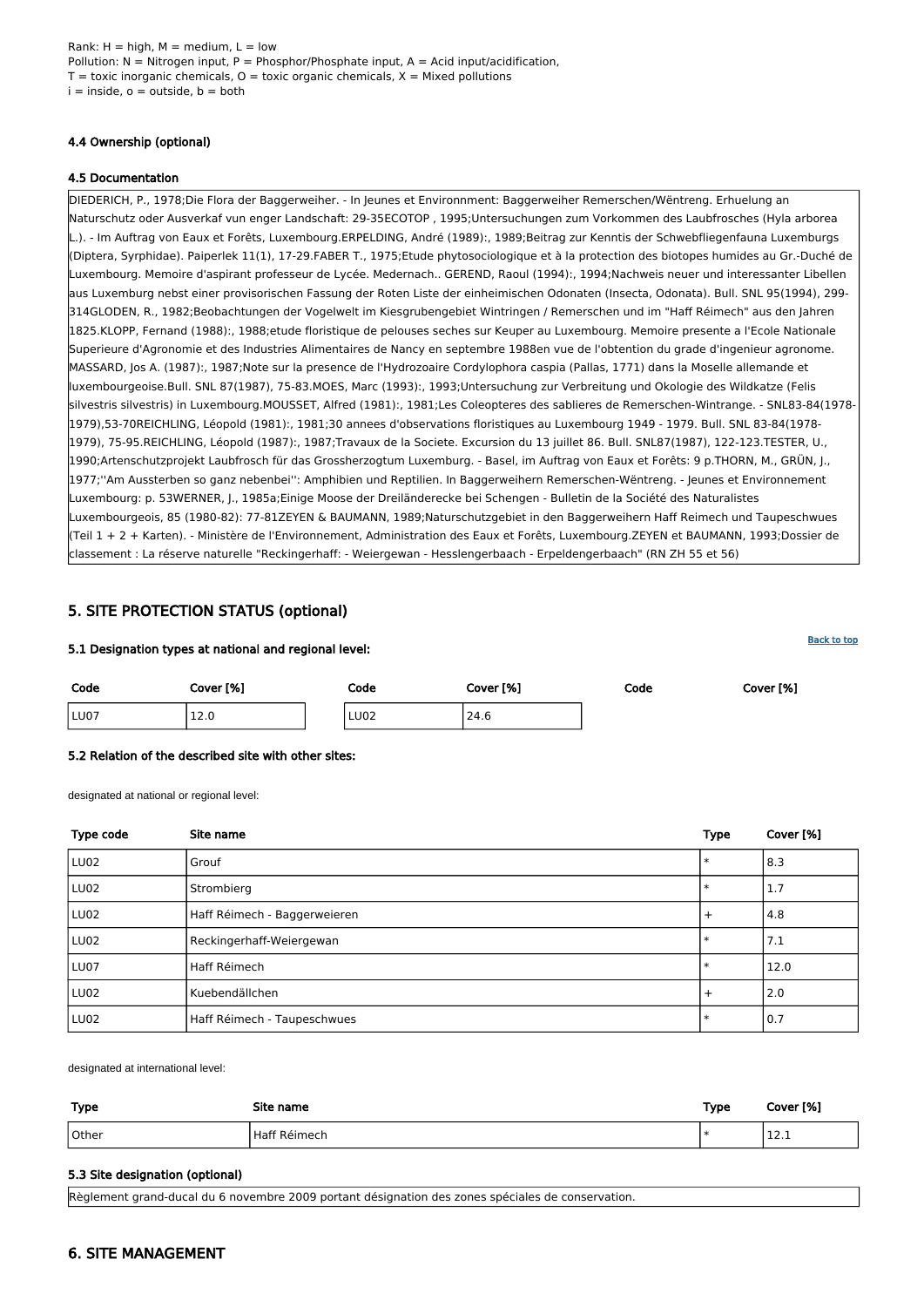Rank: H = high, M = medium, L = low
Pollution: N = Nitrogen input, P = Phosphor/Phosphate input, A = Acid input/acidification,
T = toxic inorganic chemicals, O = toxic organic chemicals, X = Mixed pollutions
i = inside, o = outside, b = both

### 4.4 Ownership (optional)

### 4.5 Documentation

DIEDERICH, P., 1978;Die Flora der Baggerweiher. - In Jeunes et Environnment: Baggerweiher Remerschen/Wëntreng. Erhuelung an Naturschutz oder Ausverkaf vun enger Landschaft: 29-35ECOTOP , 1995;Untersuchungen zum Vorkommen des Laubfrosches (Hyla arborea L.). - Im Auftrag von Eaux et Forêts, Luxembourg.ERPELDING, André (1989):, 1989;Beitrag zur Kenntis der Schwebfliegenfauna Luxemburgs (Diptera, Syrphidae). Paiperlek 11(1), 17-29.FABER T., 1975;Etude phytosociologique et à la protection des biotopes humides au Gr.-Duché de Luxembourg. Memoire d'aspirant professeur de Lycée. Medernach.. GEREND, Raoul (1994):, 1994;Nachweis neuer und interessanter Libellen aus Luxemburg nebst einer provisorischen Fassung der Roten Liste der einheimischen Odonaten (Insecta, Odonata). Bull. SNL 95(1994), 299-314GLODEN, R., 1982;Beobachtungen der Vogelwelt im Kiesgrubengebiet Wintringen / Remerschen und im "Haff Réimech" aus den Jahren 1825.KLOPP, Fernand (1988):, 1988;etude floristique de pelouses seches sur Keuper au Luxembourg. Memoire presente a l'Ecole Nationale Superieure d'Agronomie et des Industries Alimentaires de Nancy en septembre 1988en vue de l'obtention du grade d'ingenieur agronome. MASSARD, Jos A. (1987):, 1987;Note sur la presence de l'Hydrozoaire Cordylophora caspia (Pallas, 1771) dans la Moselle allemande et luxembourgeoise.Bull. SNL 87(1987), 75-83.MOES, Marc (1993):, 1993;Untersuchung zur Verbreitung und Okologie des Wildkatze (Felis silvestris silvestris) in Luxembourg.MOUSSET, Alfred (1981):, 1981;Les Coleopteres des sablieres de Remerschen-Wintrange. - SNL83-84(1978-1979),53-70REICHLING, Léopold (1981):, 1981;30 annees d'observations floristiques au Luxembourg 1949 - 1979. Bull. SNL 83-84(1978-1979), 75-95.REICHLING, Léopold (1987):, 1987;Travaux de la Societe. Excursion du 13 juillet 86. Bull. SNL87(1987), 122-123.TESTER, U., 1990;Artenschutzprojekt Laubfrosch für das Grossherzogtum Luxemburg. - Basel, im Auftrag von Eaux et Forêts: 9 p.THORN, M., GRÜN, J., 1977;''Am Aussterben so ganz nebenbei'': Amphibien und Reptilien. In Baggerweihern Remerschen-Wëntreng. - Jeunes et Environnement Luxembourg: p. 53WERNER, J., 1985a;Einige Moose der Dreiländerecke bei Schengen - Bulletin de la Société des Naturalistes Luxembourgeois, 85 (1980-82): 77-81ZEYEN & BAUMANN, 1989;Naturschutzgebiet in den Baggerweihern Haff Reimech und Taupeschwues (Teil 1 + 2 + Karten). - Ministère de l'Environnement, Administration des Eaux et Forêts, Luxembourg.ZEYEN et BAUMANN, 1993;Dossier de classement : La réserve naturelle "Reckingerhaff: - Weiergewan - Hesslengerbaach - Erpeldengerbaach" (RN ZH 55 et 56)

## 5. SITE PROTECTION STATUS (optional)

### 5.1 Designation types at national and regional level:

| Code | Cover [%] | Code | Cover [%] | Code | Cover [%] |
|---|---|---|---|---|---|
| LU07 | 12.0 | LU02 | 24.6 | | |

### 5.2 Relation of the described site with other sites:

designated at national or regional level:

| Type code | Site name | Type | Cover [%] |
|---|---|---|---|
| LU02 | Grouf | * | 8.3 |
| LU02 | Strombierg | * | 1.7 |
| LU02 | Haff Réimech - Baggerweieren | + | 4.8 |
| LU02 | Reckingerhaff-Weiergewan | * | 7.1 |
| LU07 | Haff Réimech | * | 12.0 |
| LU02 | Kuebendällchen | + | 2.0 |
| LU02 | Haff Réimech - Taupeschwues | * | 0.7 |

designated at international level:

| Type | Site name | Type | Cover [%] |
|---|---|---|---|
| Other | Haff Réimech | * | 12.1 |

### 5.3 Site designation (optional)

Règlement grand-ducal du 6 novembre 2009 portant désignation des zones spéciales de conservation.

## 6. SITE MANAGEMENT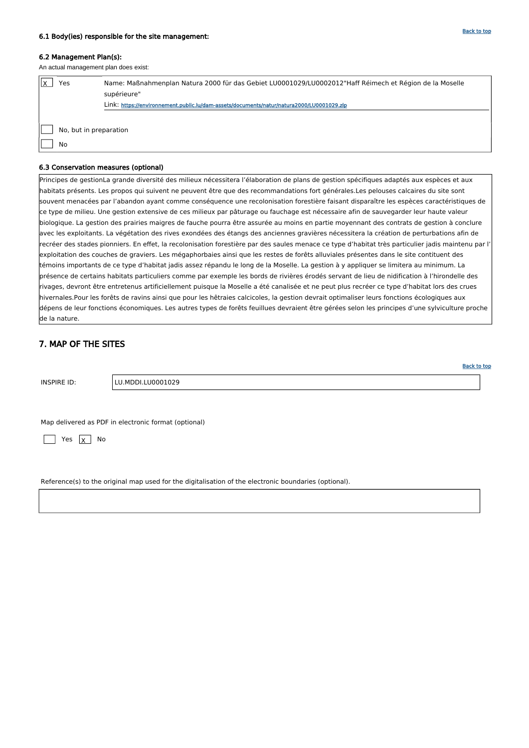**6.1 Body(ies) responsible for the site management:**

**6.2 Management Plan(s):**

An actual management plan does exist:

| | | |
|---|---|---|
| X | Yes | Name: Maßnahmenplan Natura 2000 für das Gebiet LU0001029/LU0002012"Haff Réimech et Région de la Moselle supérieure"<br>Link: https://environnement.public.lu/dam-assets/documents/natur/natura2000/LU0001029.zip |
| | No, but in preparation | |
| | No | |

**6.3 Conservation measures (optional)**

Principes de gestionLa grande diversité des milieux nécessitera l'élaboration de plans de gestion spécifiques adaptés aux espèces et aux habitats présents. Les propos qui suivent ne peuvent être que des recommandations fort générales.Les pelouses calcaires du site sont souvent menacées par l'abandon ayant comme conséquence une recolonisation forestière faisant disparaître les espèces caractéristiques de ce type de milieu. Une gestion extensive de ces milieux par pâturage ou fauchage est nécessaire afin de sauvegarder leur haute valeur biologique. La gestion des prairies maigres de fauche pourra être assurée au moins en partie moyennant des contrats de gestion à conclure avec les exploitants. La végétation des rives exondées des étangs des anciennes gravières nécessitera la création de perturbations afin de recréer des stades pionniers. En effet, la recolonisation forestière par des saules menace ce type d'habitat très particulier jadis maintenu par l'exploitation des couches de graviers. Les mégaphorbaies ainsi que les restes de forêts alluviales présentes dans le site constituent des témoins importants de ce type d'habitat jadis assez répandu le long de la Moselle. La gestion à y appliquer se limitera au minimum. La présence de certains habitats particuliers comme par exemple les bords de rivières érodés servant de lieu de nidification à l'hirondelle des rivages, devront être entretenus artificiellement puisque la Moselle a été canalisée et ne peut plus recréer ce type d'habitat lors des crues hivernales.Pour les forêts de ravins ainsi que pour les hêtraies calcicoles, la gestion devrait optimaliser leurs fonctions écologiques aux dépens de leur fonctions économiques. Les autres types de forêts feuillues devraient être gérées selon les principes d'une sylviculture proche de la nature.

## 7. MAP OF THE SITES

INSPIRE ID: LU.MDDI.LU0001029

Map delivered as PDF in electronic format (optional)

[ ] Yes [X] No

Reference(s) to the original map used for the digitalisation of the electronic boundaries (optional).